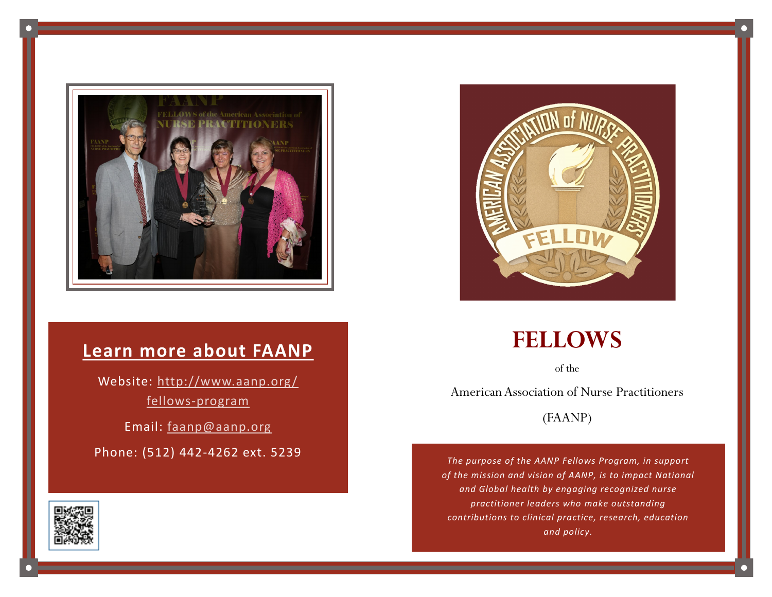## Learn more about FAANP

Website: http://www.aanp.org/fellows-program

Email: faanp@aanp.org

Phone: (512) 442-4262 ext. 5239

# FELLOWS

of the

American Association of Nurse Practitioners

(FAANP)

*The purpose of the AANP Fellows Program, in support of the mission and vision of AANP, is to impact National and Global health by engaging recognized nurse practitioner leaders who make outstanding contributions to clinical practice, research, education and policy.*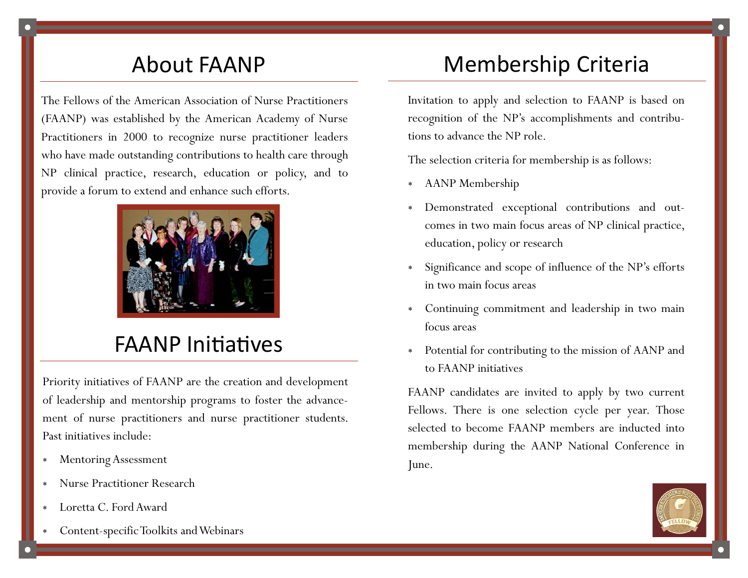## About FAANP

The Fellows of the American Association of Nurse Practitioners (FAANP) was established by the American Academy of Nurse Practitioners in 2000 to recognize nurse practitioner leaders who have made outstanding contributions to health care through NP clinical practice, research, education or policy, and to provide a forum to extend and enhance such efforts.

## FAANP Initiatives

Priority initiatives of FAANP are the creation and development of leadership and mentorship programs to foster the advancement of nurse practitioners and nurse practitioner students. Past initiatives include:

- Mentoring Assessment
- Nurse Practitioner Research
- Loretta C. Ford Award
- Content-specific Toolkits and Webinars

## Membership Criteria

Invitation to apply and selection to FAANP is based on recognition of the NP's accomplishments and contributions to advance the NP role.

The selection criteria for membership is as follows:

- AANP Membership
- Demonstrated exceptional contributions and outcomes in two main focus areas of NP clinical practice, education, policy or research
- Significance and scope of influence of the NP's efforts in two main focus areas
- Continuing commitment and leadership in two main focus areas
- Potential for contributing to the mission of AANP and to FAANP initiatives

FAANP candidates are invited to apply by two current Fellows. There is one selection cycle per year. Those selected to become FAANP members are inducted into membership during the AANP National Conference in June.